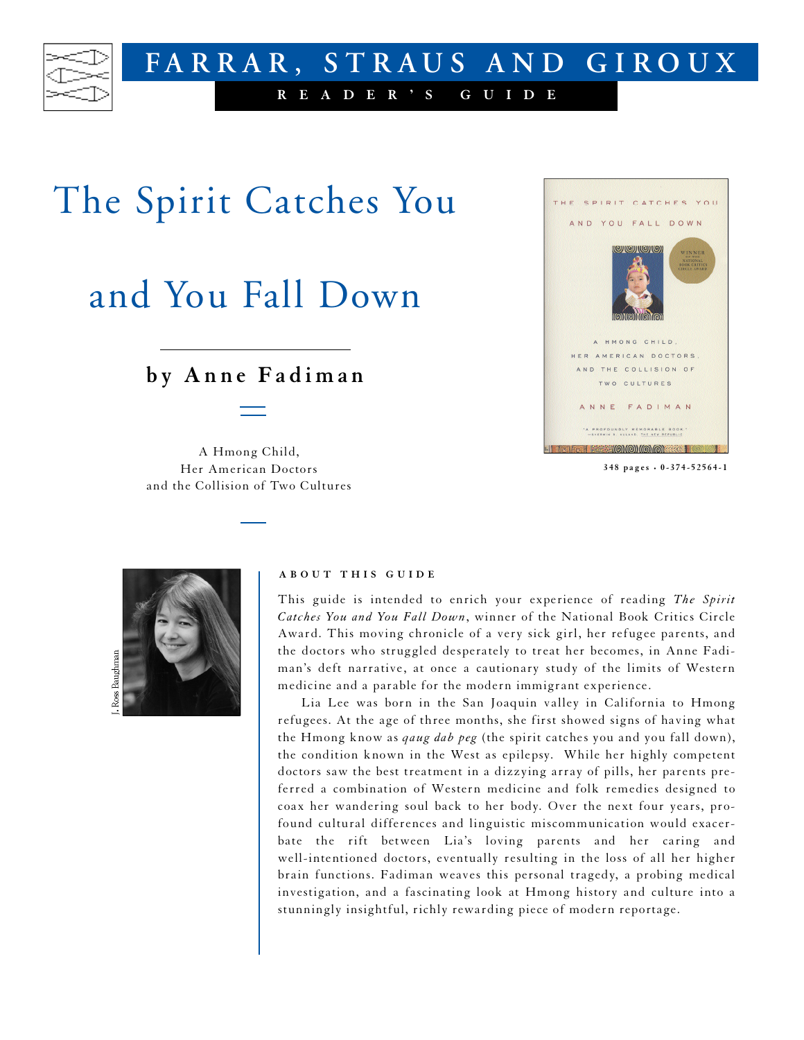FARRAR, STRAUS AND GIROUX

READER'S GUIDE

# The Spirit Catches You and You Fall Down

## by Anne Fadiman

A Hmong Child,
Her American Doctors
and the Collision of Two Cultures

348 pages • 0-374-52564-1

J. Ross Baughman

### ABOUT THIS GUIDE

This guide is intended to enrich your experience of reading *The Spirit Catches You and You Fall Down*, winner of the National Book Critics Circle Award. This moving chronicle of a very sick girl, her refugee parents, and the doctors who struggled desperately to treat her becomes, in Anne Fadiman's deft narrative, at once a cautionary study of the limits of Western medicine and a parable for the modern immigrant experience.

Lia Lee was born in the San Joaquin valley in California to Hmong refugees. At the age of three months, she first showed signs of having what the Hmong know as *qaug dab peg* (the spirit catches you and you fall down), the condition known in the West as epilepsy. While her highly competent doctors saw the best treatment in a dizzying array of pills, her parents preferred a combination of Western medicine and folk remedies designed to coax her wandering soul back to her body. Over the next four years, profound cultural differences and linguistic miscommunication would exacerbate the rift between Lia's loving parents and her caring and well-intentioned doctors, eventually resulting in the loss of all her higher brain functions. Fadiman weaves this personal tragedy, a probing medical investigation, and a fascinating look at Hmong history and culture into a stunningly insightful, richly rewarding piece of modern reportage.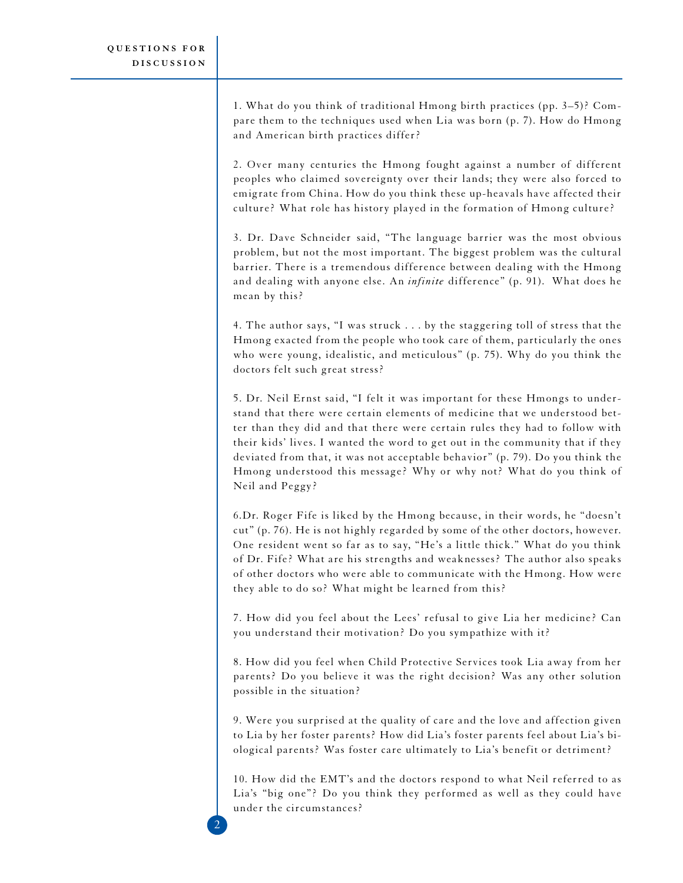## Questions for Discussion

1. What do you think of traditional Hmong birth practices (pp. 3–5)? Compare them to the techniques used when Lia was born (p. 7). How do Hmong and American birth practices differ?

2. Over many centuries the Hmong fought against a number of different peoples who claimed sovereignty over their lands; they were also forced to emigrate from China. How do you think these up-heavals have affected their culture? What role has history played in the formation of Hmong culture?

3. Dr. Dave Schneider said, "The language barrier was the most obvious problem, but not the most important. The biggest problem was the cultural barrier. There is a tremendous difference between dealing with the Hmong and dealing with anyone else. An *infinite* difference" (p. 91). What does he mean by this?

4. The author says, "I was struck . . . by the staggering toll of stress that the Hmong exacted from the people who took care of them, particularly the ones who were young, idealistic, and meticulous" (p. 75). Why do you think the doctors felt such great stress?

5. Dr. Neil Ernst said, "I felt it was important for these Hmongs to understand that there were certain elements of medicine that we understood better than they did and that there were certain rules they had to follow with their kids' lives. I wanted the word to get out in the community that if they deviated from that, it was not acceptable behavior" (p. 79). Do you think the Hmong understood this message? Why or why not? What do you think of Neil and Peggy?

6. Dr. Roger Fife is liked by the Hmong because, in their words, he "doesn't cut" (p. 76). He is not highly regarded by some of the other doctors, however. One resident went so far as to say, "He's a little thick." What do you think of Dr. Fife? What are his strengths and weaknesses? The author also speaks of other doctors who were able to communicate with the Hmong. How were they able to do so? What might be learned from this?

7. How did you feel about the Lees' refusal to give Lia her medicine? Can you understand their motivation? Do you sympathize with it?

8. How did you feel when Child Protective Services took Lia away from her parents? Do you believe it was the right decision? Was any other solution possible in the situation?

9. Were you surprised at the quality of care and the love and affection given to Lia by her foster parents? How did Lia's foster parents feel about Lia's biological parents? Was foster care ultimately to Lia's benefit or detriment?

10. How did the EMT's and the doctors respond to what Neil referred to as Lia's "big one"? Do you think they performed as well as they could have under the circumstances?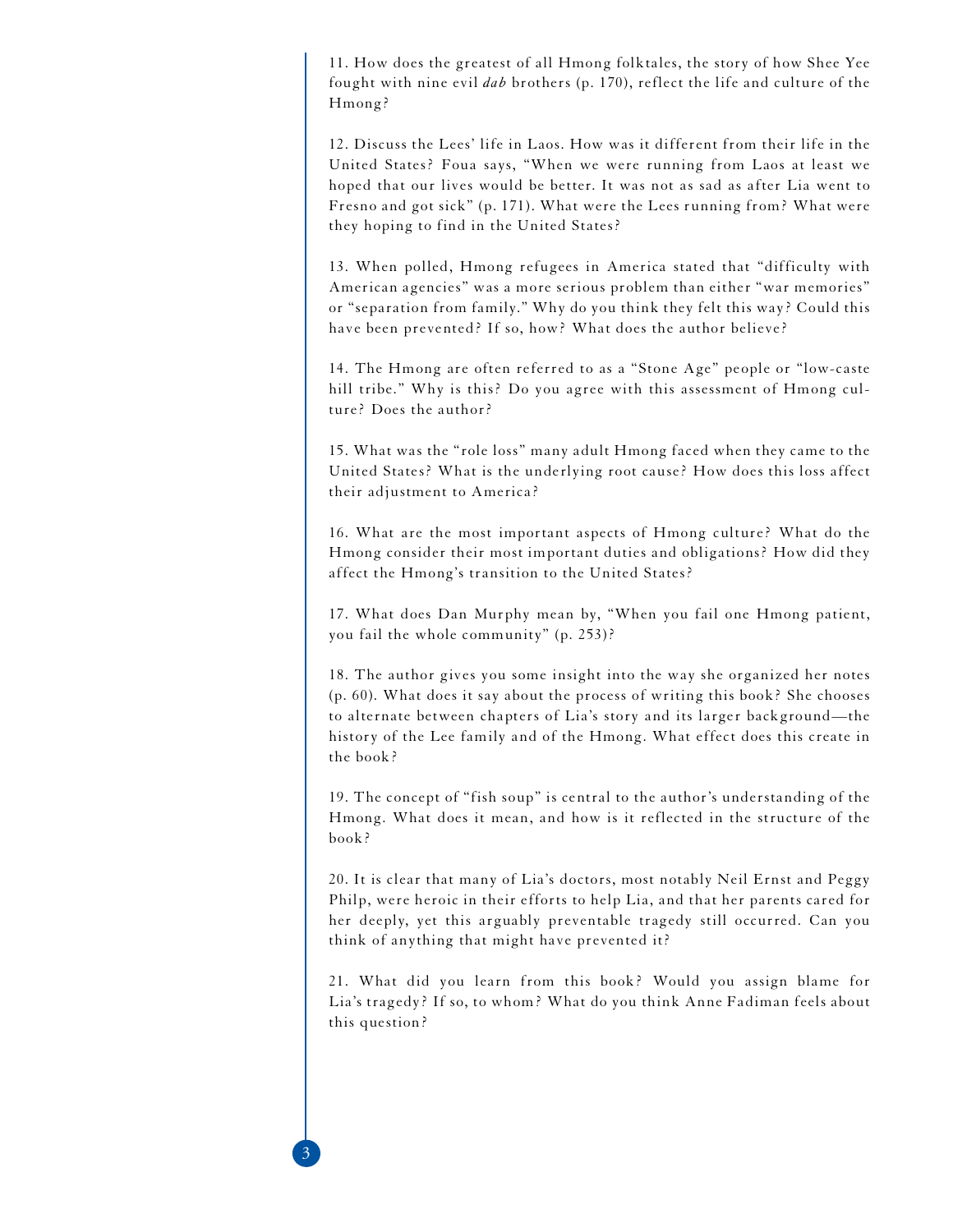11. How does the greatest of all Hmong folktales, the story of how Shee Yee fought with nine evil *dab* brothers (p. 170), reflect the life and culture of the Hmong?

12. Discuss the Lees' life in Laos. How was it different from their life in the United States? Foua says, "When we were running from Laos at least we hoped that our lives would be better. It was not as sad as after Lia went to Fresno and got sick" (p. 171). What were the Lees running from? What were they hoping to find in the United States?

13. When polled, Hmong refugees in America stated that "difficulty with American agencies" was a more serious problem than either "war memories" or "separation from family." Why do you think they felt this way? Could this have been prevented? If so, how? What does the author believe?

14. The Hmong are often referred to as a "Stone Age" people or "low-caste hill tribe." Why is this? Do you agree with this assessment of Hmong culture? Does the author?

15. What was the "role loss" many adult Hmong faced when they came to the United States? What is the underlying root cause? How does this loss affect their adjustment to America?

16. What are the most important aspects of Hmong culture? What do the Hmong consider their most important duties and obligations? How did they affect the Hmong's transition to the United States?

17. What does Dan Murphy mean by, "When you fail one Hmong patient, you fail the whole community" (p. 253)?

18. The author gives you some insight into the way she organized her notes (p. 60). What does it say about the process of writing this book? She chooses to alternate between chapters of Lia's story and its larger background—the history of the Lee family and of the Hmong. What effect does this create in the book?

19. The concept of "fish soup" is central to the author's understanding of the Hmong. What does it mean, and how is it reflected in the structure of the book?

20. It is clear that many of Lia's doctors, most notably Neil Ernst and Peggy Philp, were heroic in their efforts to help Lia, and that her parents cared for her deeply, yet this arguably preventable tragedy still occurred. Can you think of anything that might have prevented it?

21. What did you learn from this book? Would you assign blame for Lia's tragedy? If so, to whom? What do you think Anne Fadiman feels about this question?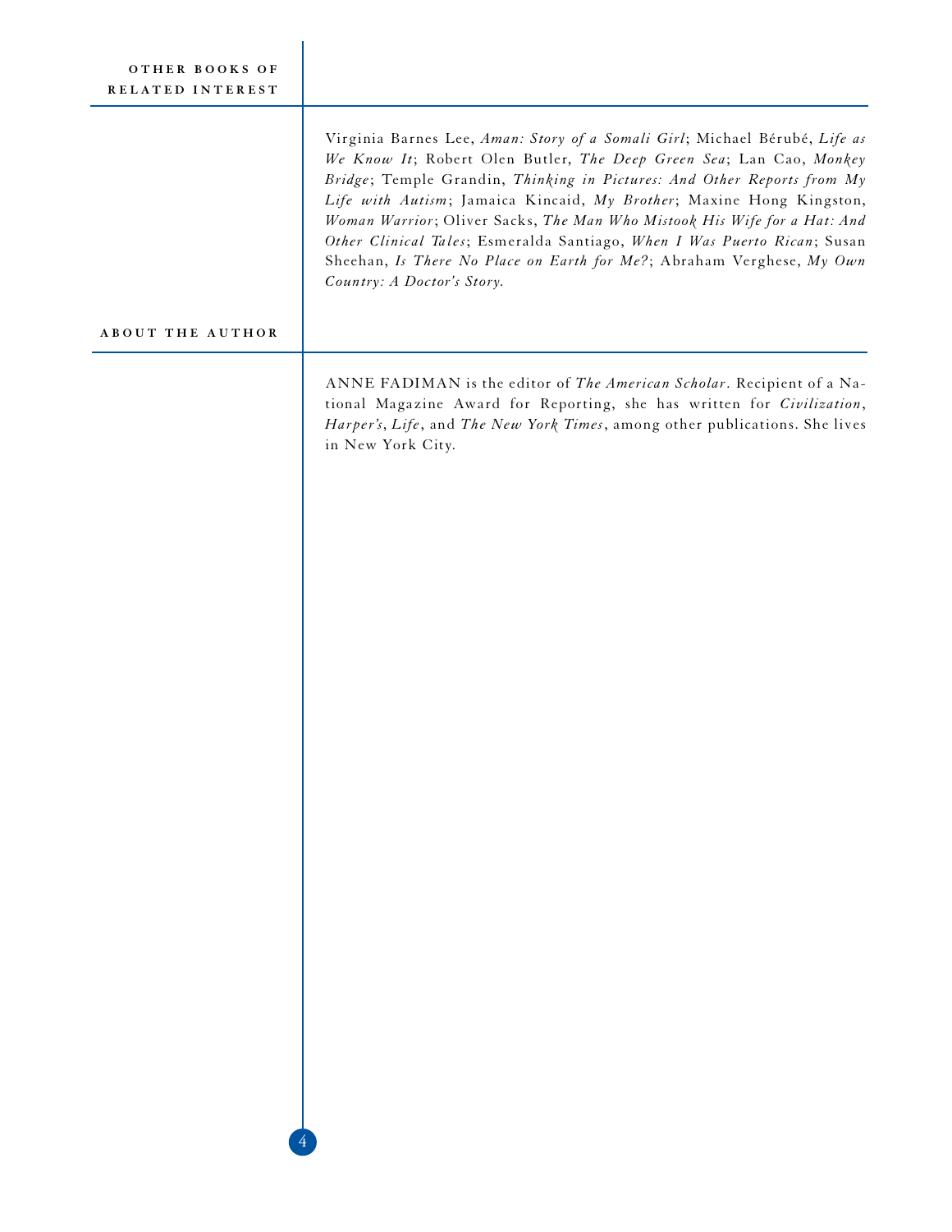## OTHER BOOKS OF RELATED INTEREST

Virginia Barnes Lee, *Aman: Story of a Somali Girl*; Michael Bérubé, *Life as We Know It*; Robert Olen Butler, *The Deep Green Sea*; Lan Cao, *Monkey Bridge*; Temple Grandin, *Thinking in Pictures: And Other Reports from My Life with Autism*; Jamaica Kincaid, *My Brother*; Maxine Hong Kingston, *Woman Warrior*; Oliver Sacks, *The Man Who Mistook His Wife for a Hat: And Other Clinical Tales*; Esmeralda Santiago, *When I Was Puerto Rican*; Susan Sheehan, *Is There No Place on Earth for Me?*; Abraham Verghese, *My Own Country: A Doctor's Story.*

## ABOUT THE AUTHOR

ANNE FADIMAN is the editor of *The American Scholar*. Recipient of a National Magazine Award for Reporting, she has written for *Civilization*, *Harper's*, *Life*, and *The New York Times*, among other publications. She lives in New York City.